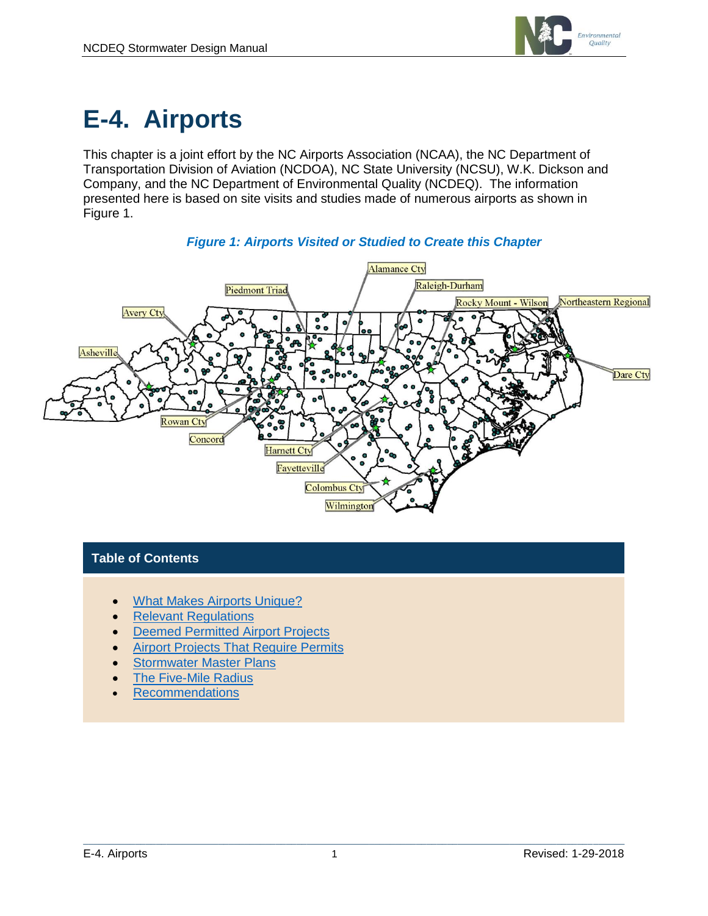# E-4. Airports

This chapter is a joint effort by the NC Airports Association (NCAA), the NC Department of Transportation Division of Aviation (NCDOA), NC State University (NCSU), W.K. Dickson and Company, and the NC Department of Environmental Quality (NCDEQ). The information presented here is based on site visits and studies made of numerous airports as shown in Figure 1.

***Figure 1: Airports Visited or Studied to Create this Chapter***

## Table of Contents

- What Makes Airports Unique?
- Relevant Regulations
- Deemed Permitted Airport Projects
- Airport Projects That Require Permits
- Stormwater Master Plans
- The Five-Mile Radius
- Recommendations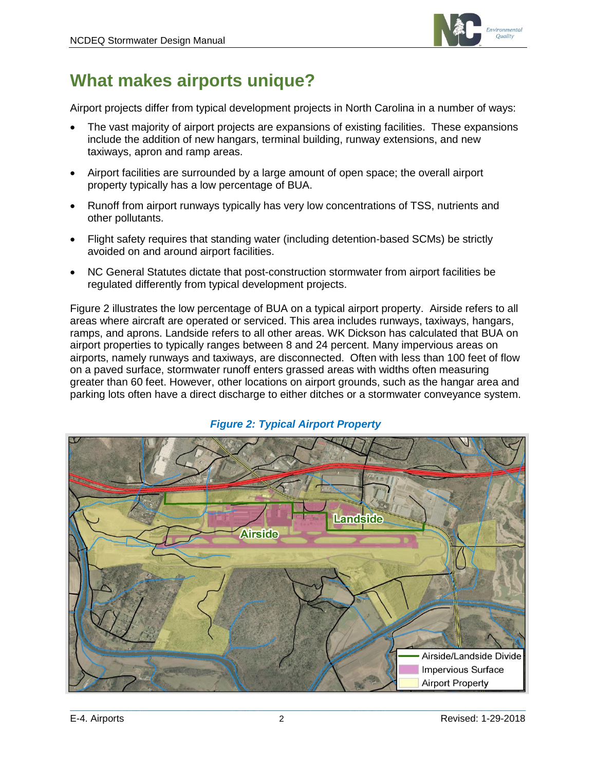# What makes airports unique?

Airport projects differ from typical development projects in North Carolina in a number of ways:

- The vast majority of airport projects are expansions of existing facilities. These expansions include the addition of new hangars, terminal building, runway extensions, and new taxiways, apron and ramp areas.
- Airport facilities are surrounded by a large amount of open space; the overall airport property typically has a low percentage of BUA.
- Runoff from airport runways typically has very low concentrations of TSS, nutrients and other pollutants.
- Flight safety requires that standing water (including detention-based SCMs) be strictly avoided on and around airport facilities.
- NC General Statutes dictate that post-construction stormwater from airport facilities be regulated differently from typical development projects.

Figure 2 illustrates the low percentage of BUA on a typical airport property. Airside refers to all areas where aircraft are operated or serviced. This area includes runways, taxiways, hangars, ramps, and aprons. Landside refers to all other areas. WK Dickson has calculated that BUA on airport properties to typically ranges between 8 and 24 percent. Many impervious areas on airports, namely runways and taxiways, are disconnected. Often with less than 100 feet of flow on a paved surface, stormwater runoff enters grassed areas with widths often measuring greater than 60 feet. However, other locations on airport grounds, such as the hangar area and parking lots often have a direct discharge to either ditches or a stormwater conveyance system.

***Figure 2: Typical Airport Property***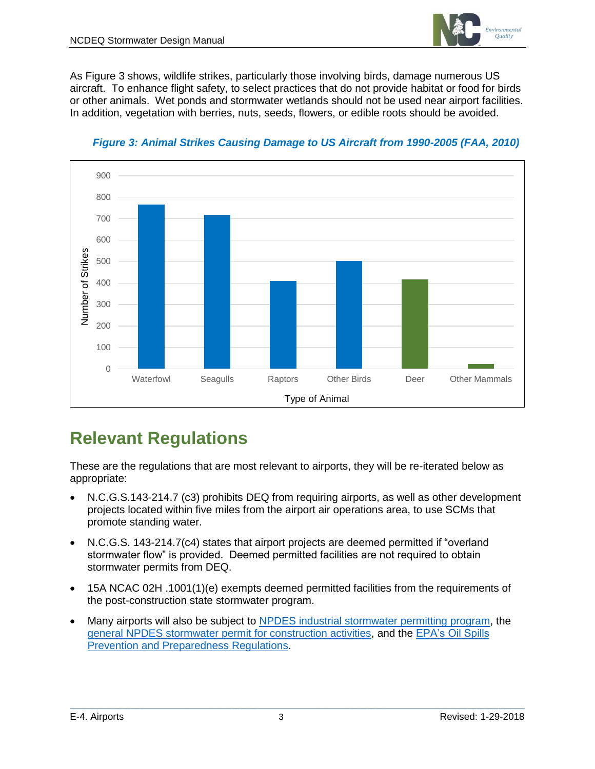As Figure 3 shows, wildlife strikes, particularly those involving birds, damage numerous US aircraft. To enhance flight safety, to select practices that do not provide habitat or food for birds or other animals. Wet ponds and stormwater wetlands should not be used near airport facilities. In addition, vegetation with berries, nuts, seeds, flowers, or edible roots should be avoided.

*Figure 3: Animal Strikes Causing Damage to US Aircraft from 1990-2005 (FAA, 2010)*

## Relevant Regulations

These are the regulations that are most relevant to airports, they will be re-iterated below as appropriate:

- N.C.G.S.143-214.7 (c3) prohibits DEQ from requiring airports, as well as other development projects located within five miles from the airport air operations area, to use SCMs that promote standing water.
- N.C.G.S. 143-214.7(c4) states that airport projects are deemed permitted if "overland stormwater flow" is provided. Deemed permitted facilities are not required to obtain stormwater permits from DEQ.
- 15A NCAC 02H .1001(1)(e) exempts deemed permitted facilities from the requirements of the post-construction state stormwater program.
- Many airports will also be subject to NPDES industrial stormwater permitting program, the general NPDES stormwater permit for construction activities, and the EPA's Oil Spills Prevention and Preparedness Regulations.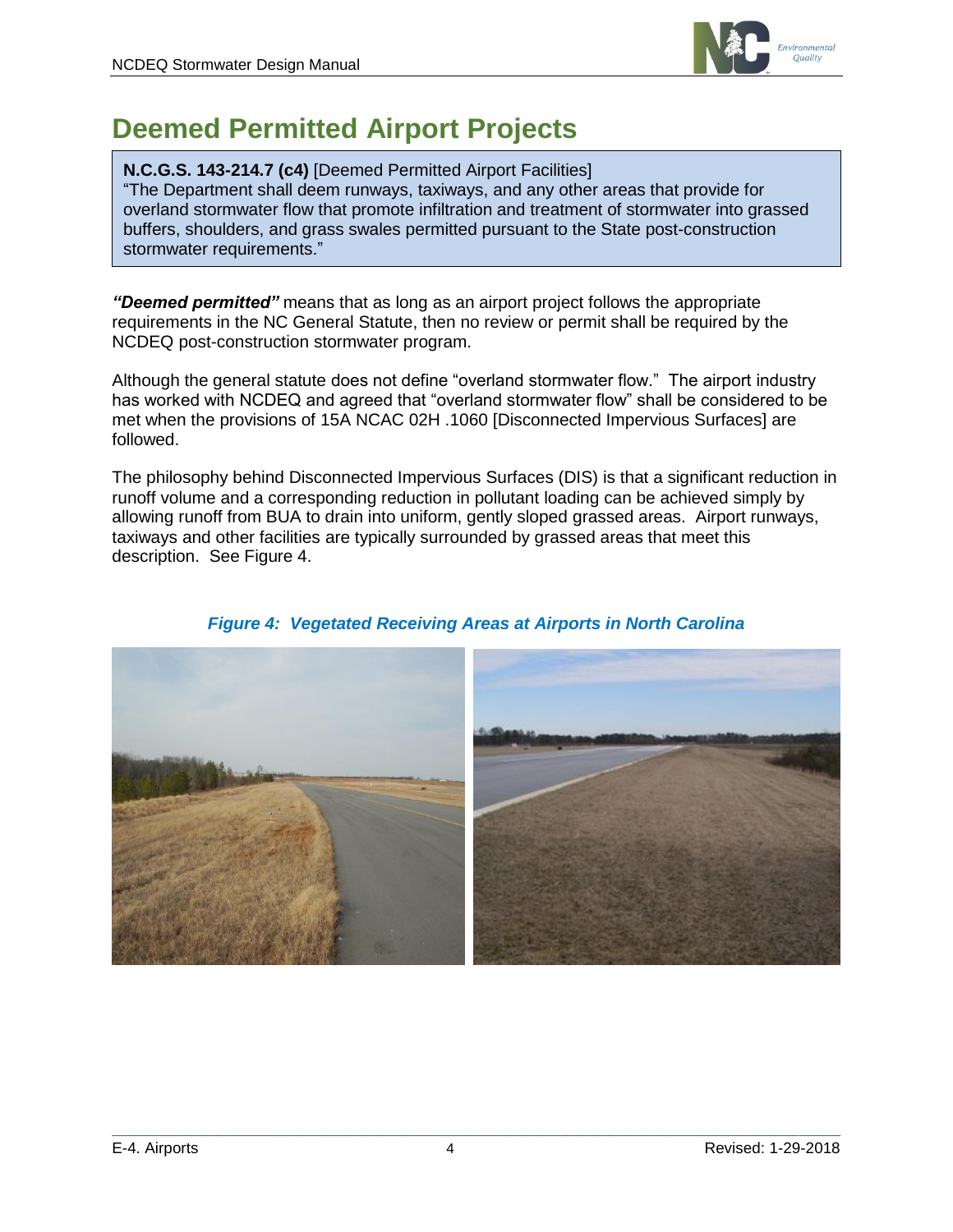# Deemed Permitted Airport Projects

**N.C.G.S. 143-214.7 (c4)** [Deemed Permitted Airport Facilities]
"The Department shall deem runways, taxiways, and any other areas that provide for overland stormwater flow that promote infiltration and treatment of stormwater into grassed buffers, shoulders, and grass swales permitted pursuant to the State post-construction stormwater requirements."

***"Deemed permitted"*** means that as long as an airport project follows the appropriate requirements in the NC General Statute, then no review or permit shall be required by the NCDEQ post-construction stormwater program.

Although the general statute does not define "overland stormwater flow." The airport industry has worked with NCDEQ and agreed that "overland stormwater flow" shall be considered to be met when the provisions of 15A NCAC 02H .1060 [Disconnected Impervious Surfaces] are followed.

The philosophy behind Disconnected Impervious Surfaces (DIS) is that a significant reduction in runoff volume and a corresponding reduction in pollutant loading can be achieved simply by allowing runoff from BUA to drain into uniform, gently sloped grassed areas. Airport runways, taxiways and other facilities are typically surrounded by grassed areas that meet this description. See Figure 4.

***Figure 4: Vegetated Receiving Areas at Airports in North Carolina***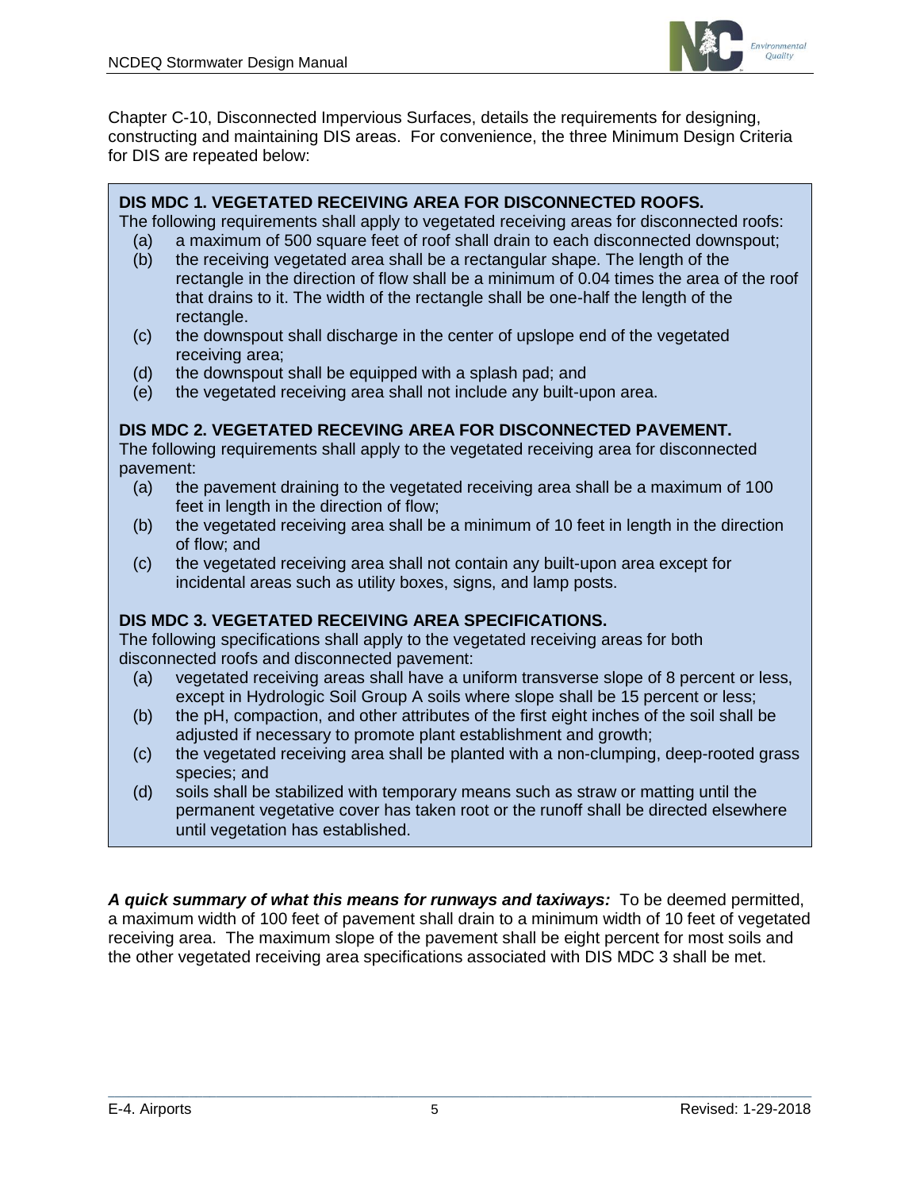Chapter C-10, Disconnected Impervious Surfaces, details the requirements for designing, constructing and maintaining DIS areas. For convenience, the three Minimum Design Criteria for DIS are repeated below:

**DIS MDC 1. VEGETATED RECEIVING AREA FOR DISCONNECTED ROOFS.**

The following requirements shall apply to vegetated receiving areas for disconnected roofs:

(a) a maximum of 500 square feet of roof shall drain to each disconnected downspout;

(b) the receiving vegetated area shall be a rectangular shape. The length of the rectangle in the direction of flow shall be a minimum of 0.04 times the area of the roof that drains to it. The width of the rectangle shall be one-half the length of the rectangle.

(c) the downspout shall discharge in the center of upslope end of the vegetated receiving area;

(d) the downspout shall be equipped with a splash pad; and

(e) the vegetated receiving area shall not include any built-upon area.

**DIS MDC 2. VEGETATED RECEVING AREA FOR DISCONNECTED PAVEMENT.**

The following requirements shall apply to the vegetated receiving area for disconnected pavement:

(a) the pavement draining to the vegetated receiving area shall be a maximum of 100 feet in length in the direction of flow;

(b) the vegetated receiving area shall be a minimum of 10 feet in length in the direction of flow; and

(c) the vegetated receiving area shall not contain any built-upon area except for incidental areas such as utility boxes, signs, and lamp posts.

**DIS MDC 3. VEGETATED RECEIVING AREA SPECIFICATIONS.**

The following specifications shall apply to the vegetated receiving areas for both disconnected roofs and disconnected pavement:

(a) vegetated receiving areas shall have a uniform transverse slope of 8 percent or less, except in Hydrologic Soil Group A soils where slope shall be 15 percent or less;

(b) the pH, compaction, and other attributes of the first eight inches of the soil shall be adjusted if necessary to promote plant establishment and growth;

(c) the vegetated receiving area shall be planted with a non-clumping, deep-rooted grass species; and

(d) soils shall be stabilized with temporary means such as straw or matting until the permanent vegetative cover has taken root or the runoff shall be directed elsewhere until vegetation has established.

***A quick summary of what this means for runways and taxiways:*** To be deemed permitted, a maximum width of 100 feet of pavement shall drain to a minimum width of 10 feet of vegetated receiving area. The maximum slope of the pavement shall be eight percent for most soils and the other vegetated receiving area specifications associated with DIS MDC 3 shall be met.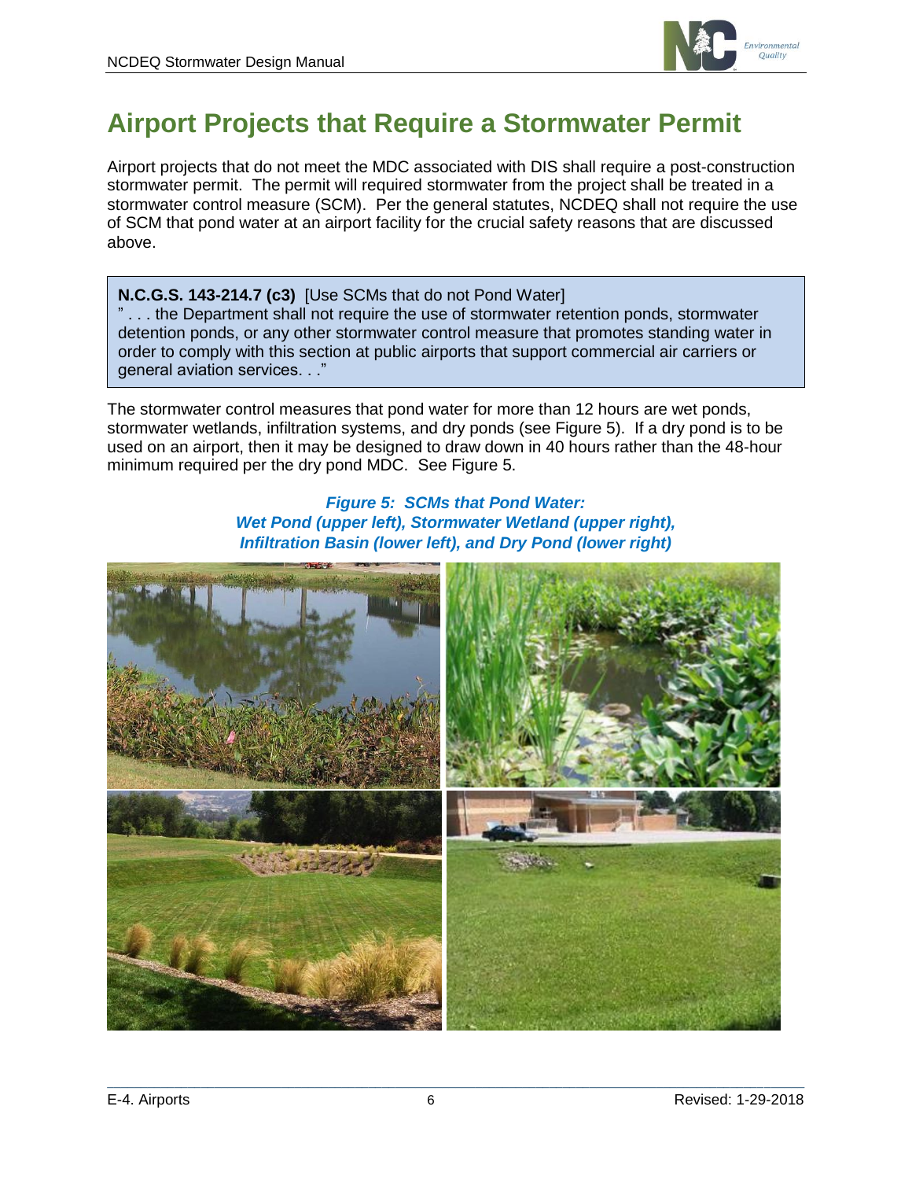# Airport Projects that Require a Stormwater Permit

Airport projects that do not meet the MDC associated with DIS shall require a post-construction stormwater permit. The permit will required stormwater from the project shall be treated in a stormwater control measure (SCM). Per the general statutes, NCDEQ shall not require the use of SCM that pond water at an airport facility for the crucial safety reasons that are discussed above.

> **N.C.G.S. 143-214.7 (c3)** [Use SCMs that do not Pond Water]
> " . . . the Department shall not require the use of stormwater retention ponds, stormwater detention ponds, or any other stormwater control measure that promotes standing water in order to comply with this section at public airports that support commercial air carriers or general aviation services. . ."

The stormwater control measures that pond water for more than 12 hours are wet ponds, stormwater wetlands, infiltration systems, and dry ponds (see Figure 5). If a dry pond is to be used on an airport, then it may be designed to draw down in 40 hours rather than the 48-hour minimum required per the dry pond MDC. See Figure 5.

***Figure 5: SCMs that Pond Water: Wet Pond (upper left), Stormwater Wetland (upper right), Infiltration Basin (lower left), and Dry Pond (lower right)***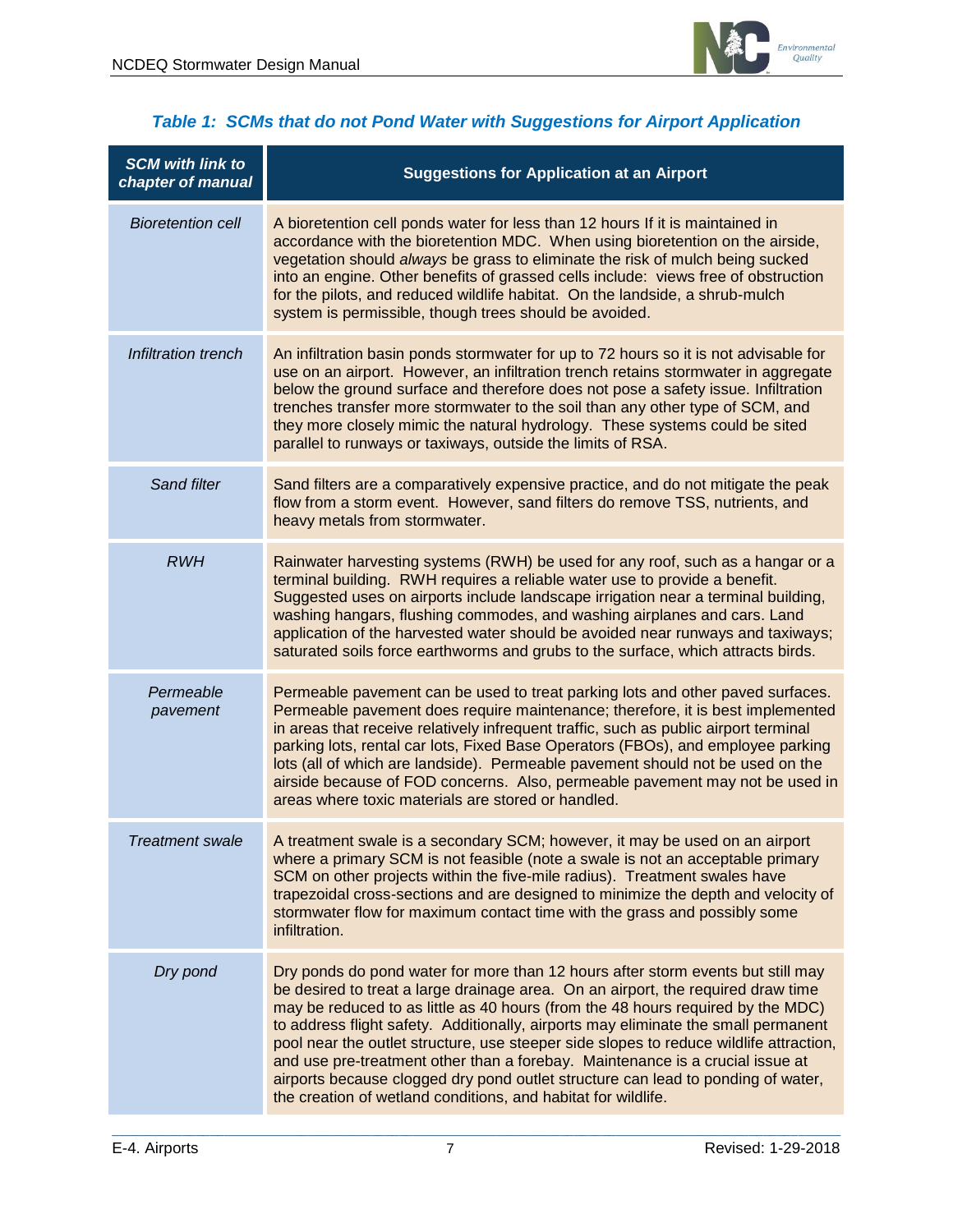### *Table 1: SCMs that do not Pond Water with Suggestions for Airport Application*

| *SCM with link to chapter of manual* | Suggestions for Application at an Airport |
|---|---|
| *Bioretention cell* | A bioretention cell ponds water for less than 12 hours If it is maintained in accordance with the bioretention MDC. When using bioretention on the airside, vegetation should *always* be grass to eliminate the risk of mulch being sucked into an engine. Other benefits of grassed cells include: views free of obstruction for the pilots, and reduced wildlife habitat. On the landside, a shrub-mulch system is permissible, though trees should be avoided. |
| *Infiltration trench* | An infiltration basin ponds stormwater for up to 72 hours so it is not advisable for use on an airport. However, an infiltration trench retains stormwater in aggregate below the ground surface and therefore does not pose a safety issue. Infiltration trenches transfer more stormwater to the soil than any other type of SCM, and they more closely mimic the natural hydrology. These systems could be sited parallel to runways or taxiways, outside the limits of RSA. |
| *Sand filter* | Sand filters are a comparatively expensive practice, and do not mitigate the peak flow from a storm event. However, sand filters do remove TSS, nutrients, and heavy metals from stormwater. |
| *RWH* | Rainwater harvesting systems (RWH) be used for any roof, such as a hangar or a terminal building. RWH requires a reliable water use to provide a benefit. Suggested uses on airports include landscape irrigation near a terminal building, washing hangars, flushing commodes, and washing airplanes and cars. Land application of the harvested water should be avoided near runways and taxiways; saturated soils force earthworms and grubs to the surface, which attracts birds. |
| *Permeable pavement* | Permeable pavement can be used to treat parking lots and other paved surfaces. Permeable pavement does require maintenance; therefore, it is best implemented in areas that receive relatively infrequent traffic, such as public airport terminal parking lots, rental car lots, Fixed Base Operators (FBOs), and employee parking lots (all of which are landside). Permeable pavement should not be used on the airside because of FOD concerns. Also, permeable pavement may not be used in areas where toxic materials are stored or handled. |
| *Treatment swale* | A treatment swale is a secondary SCM; however, it may be used on an airport where a primary SCM is not feasible (note a swale is not an acceptable primary SCM on other projects within the five-mile radius). Treatment swales have trapezoidal cross-sections and are designed to minimize the depth and velocity of stormwater flow for maximum contact time with the grass and possibly some infiltration. |
| *Dry pond* | Dry ponds do pond water for more than 12 hours after storm events but still may be desired to treat a large drainage area. On an airport, the required draw time may be reduced to as little as 40 hours (from the 48 hours required by the MDC) to address flight safety. Additionally, airports may eliminate the small permanent pool near the outlet structure, use steeper side slopes to reduce wildlife attraction, and use pre-treatment other than a forebay. Maintenance is a crucial issue at airports because clogged dry pond outlet structure can lead to ponding of water, the creation of wetland conditions, and habitat for wildlife. |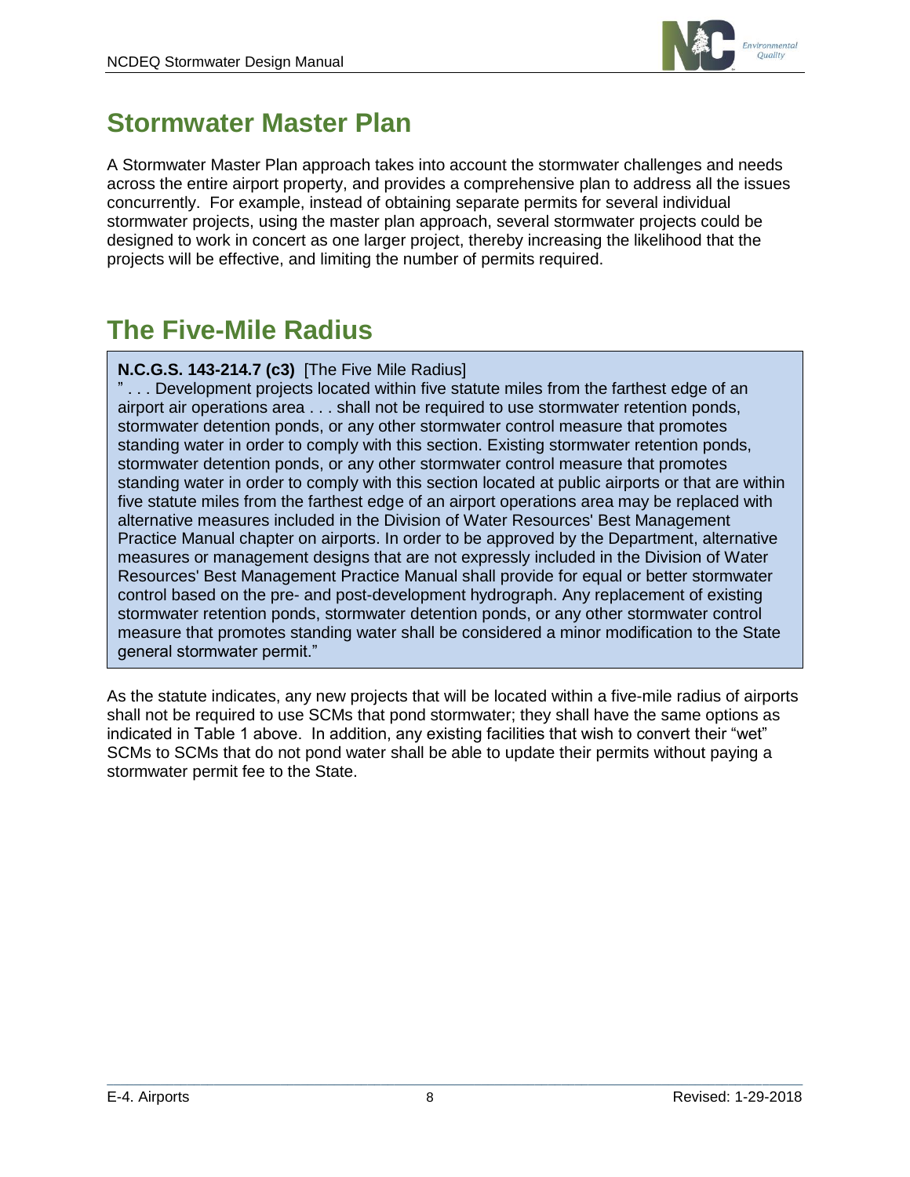# Stormwater Master Plan

A Stormwater Master Plan approach takes into account the stormwater challenges and needs across the entire airport property, and provides a comprehensive plan to address all the issues concurrently. For example, instead of obtaining separate permits for several individual stormwater projects, using the master plan approach, several stormwater projects could be designed to work in concert as one larger project, thereby increasing the likelihood that the projects will be effective, and limiting the number of permits required.

# The Five-Mile Radius

> **N.C.G.S. 143-214.7 (c3)** [The Five Mile Radius]
>
> " . . . Development projects located within five statute miles from the farthest edge of an airport air operations area . . . shall not be required to use stormwater retention ponds, stormwater detention ponds, or any other stormwater control measure that promotes standing water in order to comply with this section. Existing stormwater retention ponds, stormwater detention ponds, or any other stormwater control measure that promotes standing water in order to comply with this section located at public airports or that are within five statute miles from the farthest edge of an airport operations area may be replaced with alternative measures included in the Division of Water Resources' Best Management Practice Manual chapter on airports. In order to be approved by the Department, alternative measures or management designs that are not expressly included in the Division of Water Resources' Best Management Practice Manual shall provide for equal or better stormwater control based on the pre- and post-development hydrograph. Any replacement of existing stormwater retention ponds, stormwater detention ponds, or any other stormwater control measure that promotes standing water shall be considered a minor modification to the State general stormwater permit."

As the statute indicates, any new projects that will be located within a five-mile radius of airports shall not be required to use SCMs that pond stormwater; they shall have the same options as indicated in Table 1 above. In addition, any existing facilities that wish to convert their "wet" SCMs to SCMs that do not pond water shall be able to update their permits without paying a stormwater permit fee to the State.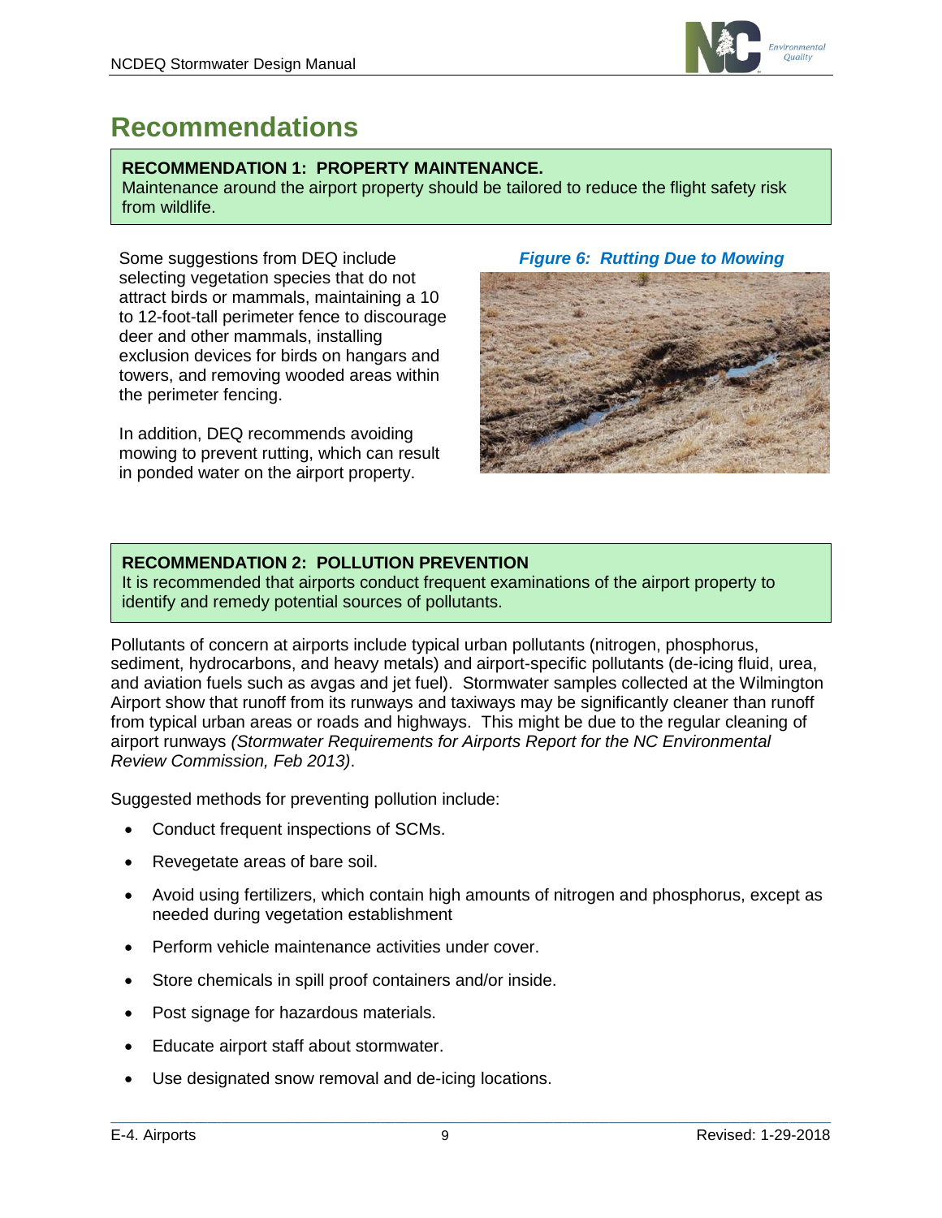## Recommendations

**RECOMMENDATION 1: PROPERTY MAINTENANCE.**
Maintenance around the airport property should be tailored to reduce the flight safety risk from wildlife.

Some suggestions from DEQ include selecting vegetation species that do not attract birds or mammals, maintaining a 10 to 12-foot-tall perimeter fence to discourage deer and other mammals, installing exclusion devices for birds on hangars and towers, and removing wooded areas within the perimeter fencing.

In addition, DEQ recommends avoiding mowing to prevent rutting, which can result in ponded water on the airport property.

***Figure 6: Rutting Due to Mowing***

**RECOMMENDATION 2: POLLUTION PREVENTION**
It is recommended that airports conduct frequent examinations of the airport property to identify and remedy potential sources of pollutants.

Pollutants of concern at airports include typical urban pollutants (nitrogen, phosphorus, sediment, hydrocarbons, and heavy metals) and airport-specific pollutants (de-icing fluid, urea, and aviation fuels such as avgas and jet fuel). Stormwater samples collected at the Wilmington Airport show that runoff from its runways and taxiways may be significantly cleaner than runoff from typical urban areas or roads and highways. This might be due to the regular cleaning of airport runways *(Stormwater Requirements for Airports Report for the NC Environmental Review Commission, Feb 2013)*.

Suggested methods for preventing pollution include:

- Conduct frequent inspections of SCMs.
- Revegetate areas of bare soil.
- Avoid using fertilizers, which contain high amounts of nitrogen and phosphorus, except as needed during vegetation establishment
- Perform vehicle maintenance activities under cover.
- Store chemicals in spill proof containers and/or inside.
- Post signage for hazardous materials.
- Educate airport staff about stormwater.
- Use designated snow removal and de-icing locations.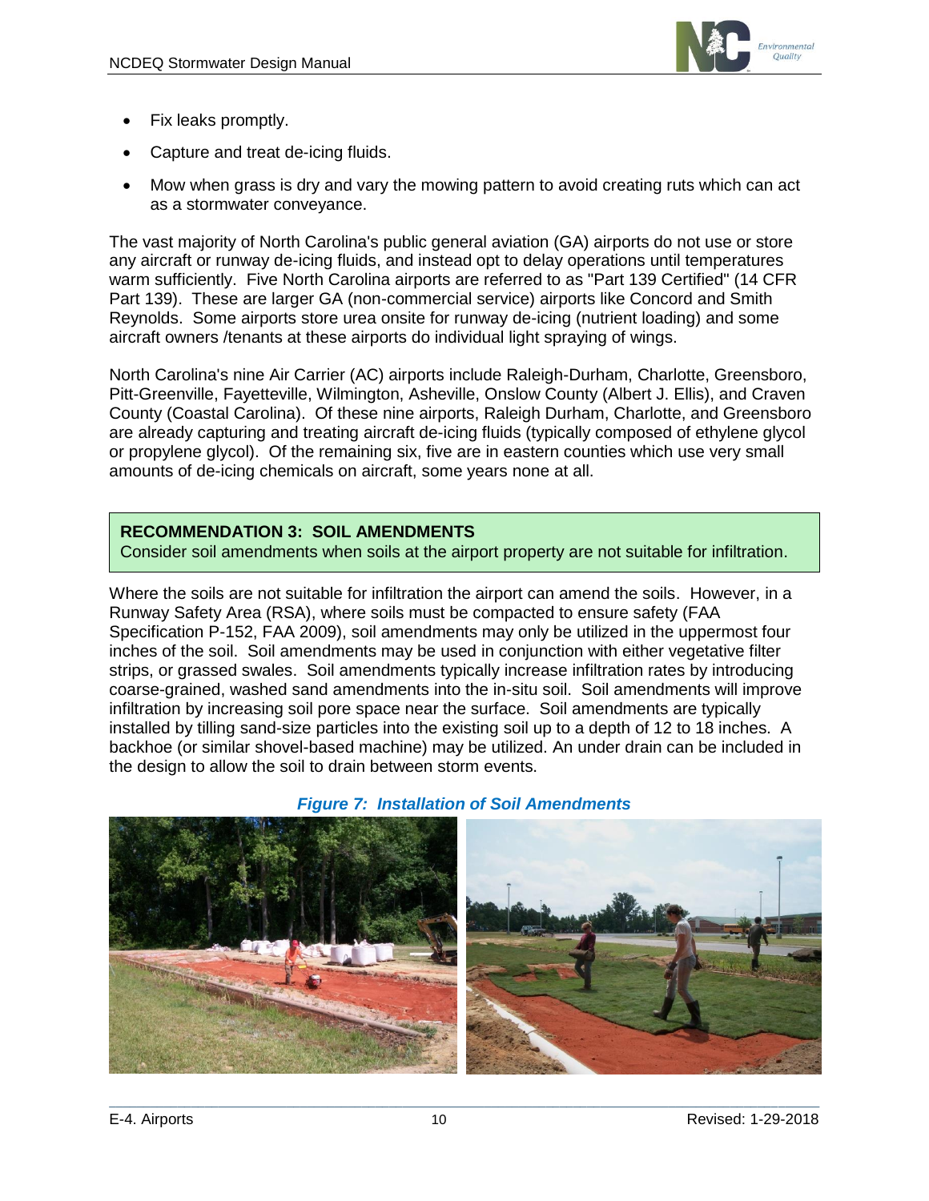- Fix leaks promptly.
- Capture and treat de-icing fluids.
- Mow when grass is dry and vary the mowing pattern to avoid creating ruts which can act as a stormwater conveyance.

The vast majority of North Carolina's public general aviation (GA) airports do not use or store any aircraft or runway de-icing fluids, and instead opt to delay operations until temperatures warm sufficiently. Five North Carolina airports are referred to as "Part 139 Certified" (14 CFR Part 139). These are larger GA (non-commercial service) airports like Concord and Smith Reynolds. Some airports store urea onsite for runway de-icing (nutrient loading) and some aircraft owners /tenants at these airports do individual light spraying of wings.

North Carolina's nine Air Carrier (AC) airports include Raleigh-Durham, Charlotte, Greensboro, Pitt-Greenville, Fayetteville, Wilmington, Asheville, Onslow County (Albert J. Ellis), and Craven County (Coastal Carolina). Of these nine airports, Raleigh Durham, Charlotte, and Greensboro are already capturing and treating aircraft de-icing fluids (typically composed of ethylene glycol or propylene glycol). Of the remaining six, five are in eastern counties which use very small amounts of de-icing chemicals on aircraft, some years none at all.

**RECOMMENDATION 3: SOIL AMENDMENTS**
Consider soil amendments when soils at the airport property are not suitable for infiltration.

Where the soils are not suitable for infiltration the airport can amend the soils. However, in a Runway Safety Area (RSA), where soils must be compacted to ensure safety (FAA Specification P-152, FAA 2009), soil amendments may only be utilized in the uppermost four inches of the soil. Soil amendments may be used in conjunction with either vegetative filter strips, or grassed swales. Soil amendments typically increase infiltration rates by introducing coarse-grained, washed sand amendments into the in-situ soil. Soil amendments will improve infiltration by increasing soil pore space near the surface. Soil amendments are typically installed by tilling sand-size particles into the existing soil up to a depth of 12 to 18 inches. A backhoe (or similar shovel-based machine) may be utilized. An under drain can be included in the design to allow the soil to drain between storm events.

***Figure 7: Installation of Soil Amendments***